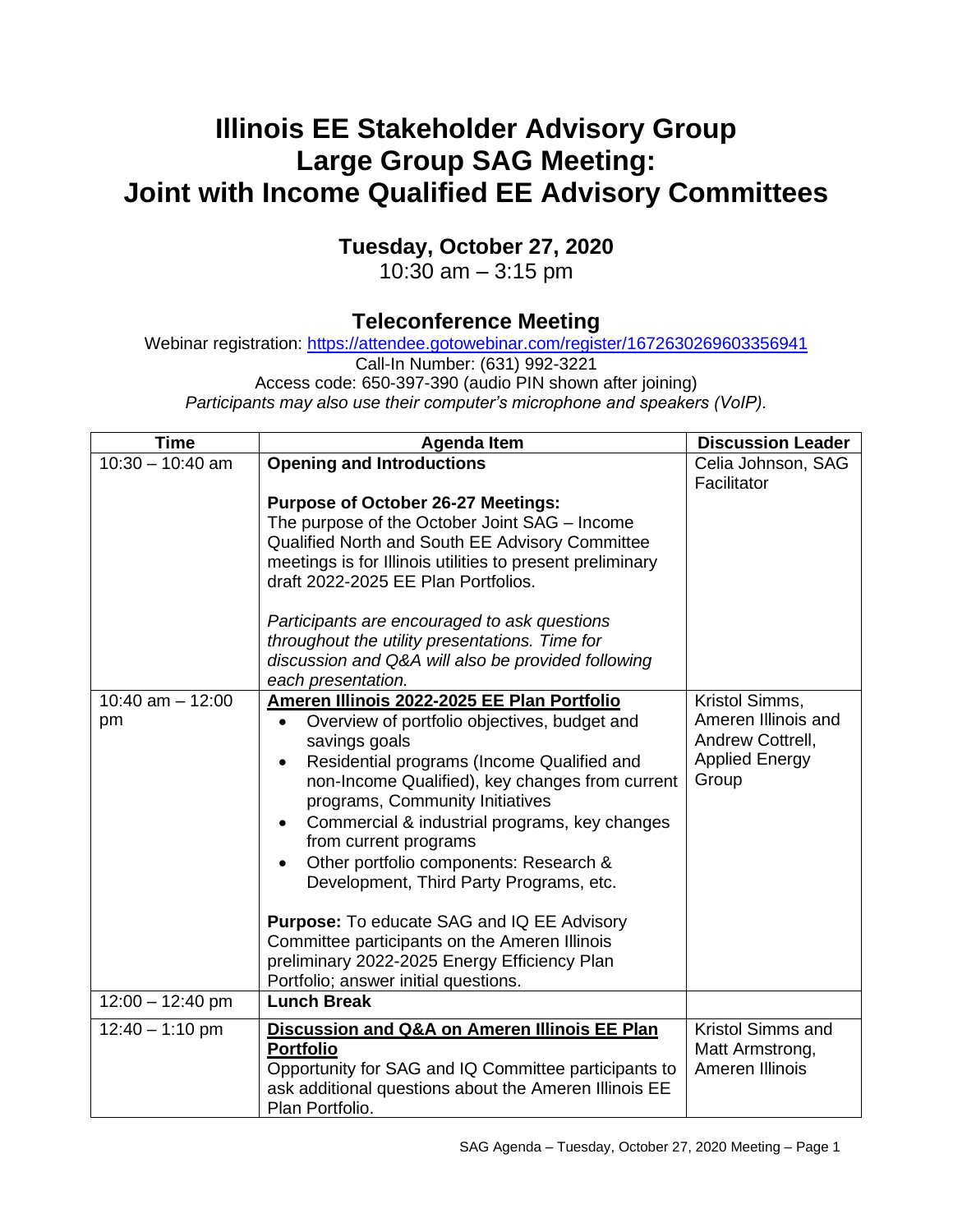# Illinois EE Stakeholder Advisory Group
# Large Group SAG Meeting:
# Joint with Income Qualified EE Advisory Committees

## Tuesday, October 27, 2020

10:30 am – 3:15 pm

## Teleconference Meeting

Webinar registration: https://attendee.gotowebinar.com/register/1672630269603356941

Call-In Number: (631) 992-3221

Access code: 650-397-390 (audio PIN shown after joining)

*Participants may also use their computer's microphone and speakers (VoIP).*

| Time | Agenda Item | Discussion Leader |
|---|---|---|
| 10:30 – 10:40 am | **Opening and Introductions**<br><br>**Purpose of October 26-27 Meetings:**<br>The purpose of the October Joint SAG – Income Qualified North and South EE Advisory Committee meetings is for Illinois utilities to present preliminary draft 2022-2025 EE Plan Portfolios.<br><br>*Participants are encouraged to ask questions throughout the utility presentations. Time for discussion and Q&A will also be provided following each presentation.* | Celia Johnson, SAG Facilitator |
| 10:40 am – 12:00 pm | **Ameren Illinois 2022-2025 EE Plan Portfolio**<br>• Overview of portfolio objectives, budget and savings goals<br>• Residential programs (Income Qualified and non-Income Qualified), key changes from current programs, Community Initiatives<br>• Commercial & industrial programs, key changes from current programs<br>• Other portfolio components: Research & Development, Third Party Programs, etc.<br><br>**Purpose:** To educate SAG and IQ EE Advisory Committee participants on the Ameren Illinois preliminary 2022-2025 Energy Efficiency Plan Portfolio; answer initial questions. | Kristol Simms, Ameren Illinois and Andrew Cottrell, Applied Energy Group |
| 12:00 – 12:40 pm | **Lunch Break** | |
| 12:40 – 1:10 pm | **Discussion and Q&A on Ameren Illinois EE Plan Portfolio**<br>Opportunity for SAG and IQ Committee participants to ask additional questions about the Ameren Illinois EE Plan Portfolio. | Kristol Simms and Matt Armstrong, Ameren Illinois |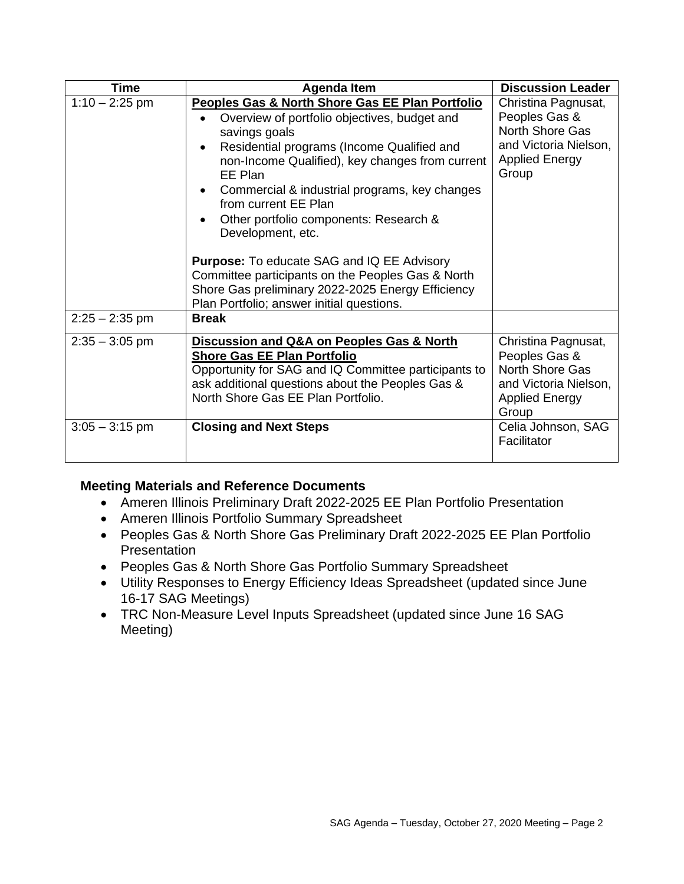| Time | Agenda Item | Discussion Leader |
|---|---|---|
| 1:10 – 2:25 pm | **Peoples Gas & North Shore Gas EE Plan Portfolio**<br>• Overview of portfolio objectives, budget and savings goals<br>• Residential programs (Income Qualified and non-Income Qualified), key changes from current EE Plan<br>• Commercial & industrial programs, key changes from current EE Plan<br>• Other portfolio components: Research & Development, etc.<br><br>**Purpose:** To educate SAG and IQ EE Advisory Committee participants on the Peoples Gas & North Shore Gas preliminary 2022-2025 Energy Efficiency Plan Portfolio; answer initial questions. | Christina Pagnusat, Peoples Gas & North Shore Gas and Victoria Nielson, Applied Energy Group |
| 2:25 – 2:35 pm | **Break** | |
| 2:35 – 3:05 pm | **Discussion and Q&A on Peoples Gas & North Shore Gas EE Plan Portfolio**<br>Opportunity for SAG and IQ Committee participants to ask additional questions about the Peoples Gas & North Shore Gas EE Plan Portfolio. | Christina Pagnusat, Peoples Gas & North Shore Gas and Victoria Nielson, Applied Energy Group |
| 3:05 – 3:15 pm | **Closing and Next Steps** | Celia Johnson, SAG Facilitator |

### Meeting Materials and Reference Documents

- Ameren Illinois Preliminary Draft 2022-2025 EE Plan Portfolio Presentation
- Ameren Illinois Portfolio Summary Spreadsheet
- Peoples Gas & North Shore Gas Preliminary Draft 2022-2025 EE Plan Portfolio Presentation
- Peoples Gas & North Shore Gas Portfolio Summary Spreadsheet
- Utility Responses to Energy Efficiency Ideas Spreadsheet (updated since June 16-17 SAG Meetings)
- TRC Non-Measure Level Inputs Spreadsheet (updated since June 16 SAG Meeting)